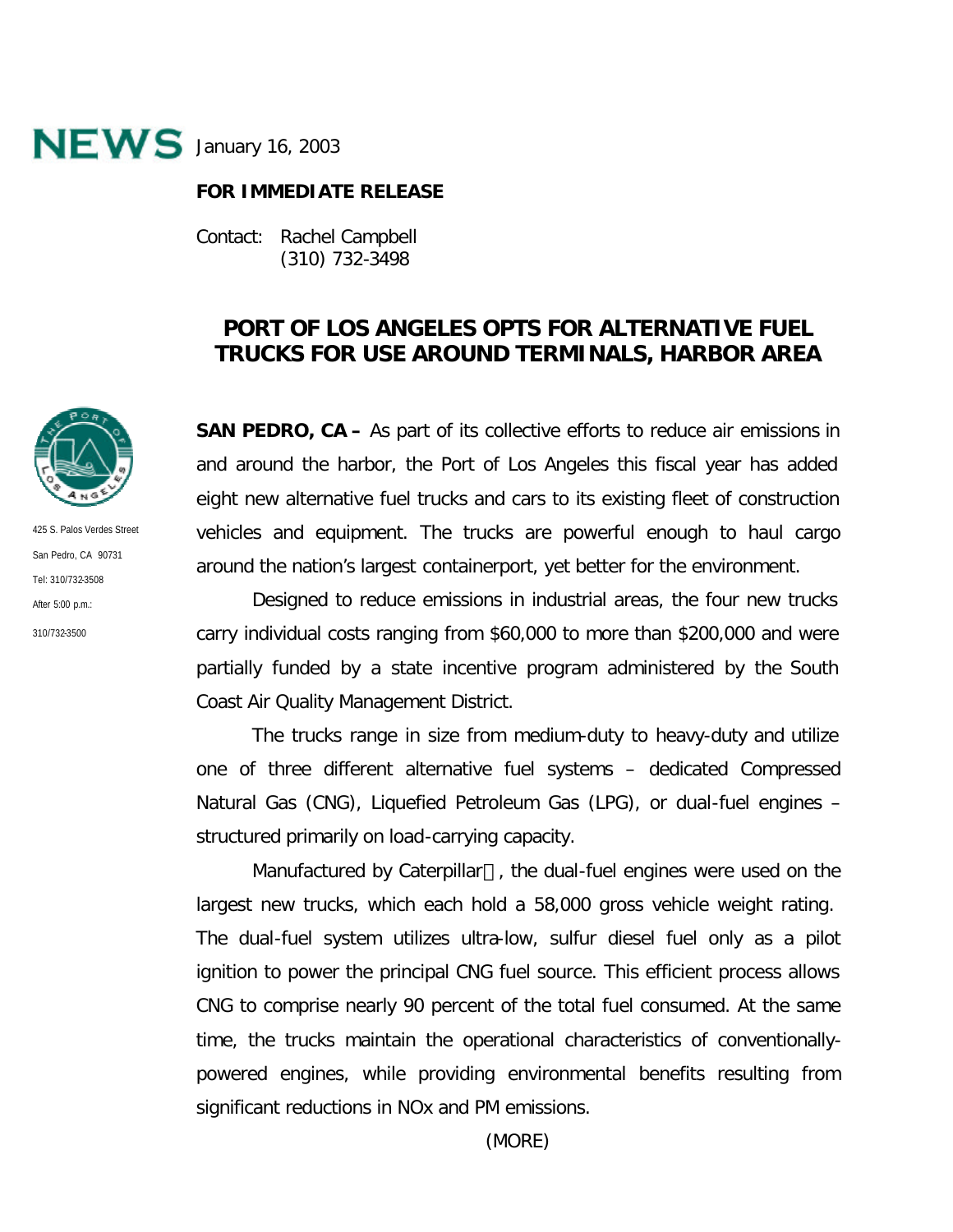NEWS January 16, 2003

**FOR IMMEDIATE RELEASE**

Contact: Rachel Campbell
(310) 732-3498

# PORT OF LOS ANGELES OPTS FOR ALTERNATIVE FUEL TRUCKS FOR USE AROUND TERMINALS, HARBOR AREA

425 S. Palos Verdes Street
San Pedro, CA 90731
Tel: 310/732-3508
After 5:00 p.m.:
310/732-3500

**SAN PEDRO, CA –** As part of its collective efforts to reduce air emissions in and around the harbor, the Port of Los Angeles this fiscal year has added eight new alternative fuel trucks and cars to its existing fleet of construction vehicles and equipment. The trucks are powerful enough to haul cargo around the nation's largest containerport, yet better for the environment.

Designed to reduce emissions in industrial areas, the four new trucks carry individual costs ranging from $60,000 to more than $200,000 and were partially funded by a state incentive program administered by the South Coast Air Quality Management District.

The trucks range in size from medium-duty to heavy-duty and utilize one of three different alternative fuel systems – dedicated Compressed Natural Gas (CNG), Liquefied Petroleum Gas (LPG), or dual-fuel engines – structured primarily on load-carrying capacity.

Manufactured by Caterpillar®, the dual-fuel engines were used on the largest new trucks, which each hold a 58,000 gross vehicle weight rating. The dual-fuel system utilizes ultra-low, sulfur diesel fuel only as a pilot ignition to power the principal CNG fuel source. This efficient process allows CNG to comprise nearly 90 percent of the total fuel consumed. At the same time, the trucks maintain the operational characteristics of conventionally-powered engines, while providing environmental benefits resulting from significant reductions in NOx and PM emissions.

(MORE)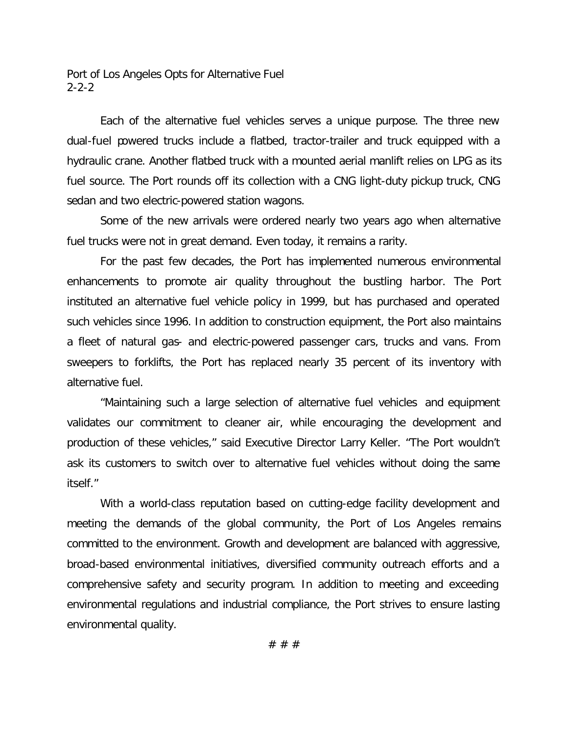Each of the alternative fuel vehicles serves a unique purpose. The three new dual-fuel powered trucks include a flatbed, tractor-trailer and truck equipped with a hydraulic crane. Another flatbed truck with a mounted aerial manlift relies on LPG as its fuel source. The Port rounds off its collection with a CNG light-duty pickup truck, CNG sedan and two electric-powered station wagons.

Some of the new arrivals were ordered nearly two years ago when alternative fuel trucks were not in great demand. Even today, it remains a rarity.

For the past few decades, the Port has implemented numerous environmental enhancements to promote air quality throughout the bustling harbor. The Port instituted an alternative fuel vehicle policy in 1999, but has purchased and operated such vehicles since 1996. In addition to construction equipment, the Port also maintains a fleet of natural gas- and electric-powered passenger cars, trucks and vans. From sweepers to forklifts, the Port has replaced nearly 35 percent of its inventory with alternative fuel.

"Maintaining such a large selection of alternative fuel vehicles and equipment validates our commitment to cleaner air, while encouraging the development and production of these vehicles," said Executive Director Larry Keller. "The Port wouldn't ask its customers to switch over to alternative fuel vehicles without doing the same itself."

With a world-class reputation based on cutting-edge facility development and meeting the demands of the global community, the Port of Los Angeles remains committed to the environment. Growth and development are balanced with aggressive, broad-based environmental initiatives, diversified community outreach efforts and a comprehensive safety and security program. In addition to meeting and exceeding environmental regulations and industrial compliance, the Port strives to ensure lasting environmental quality.

# # #